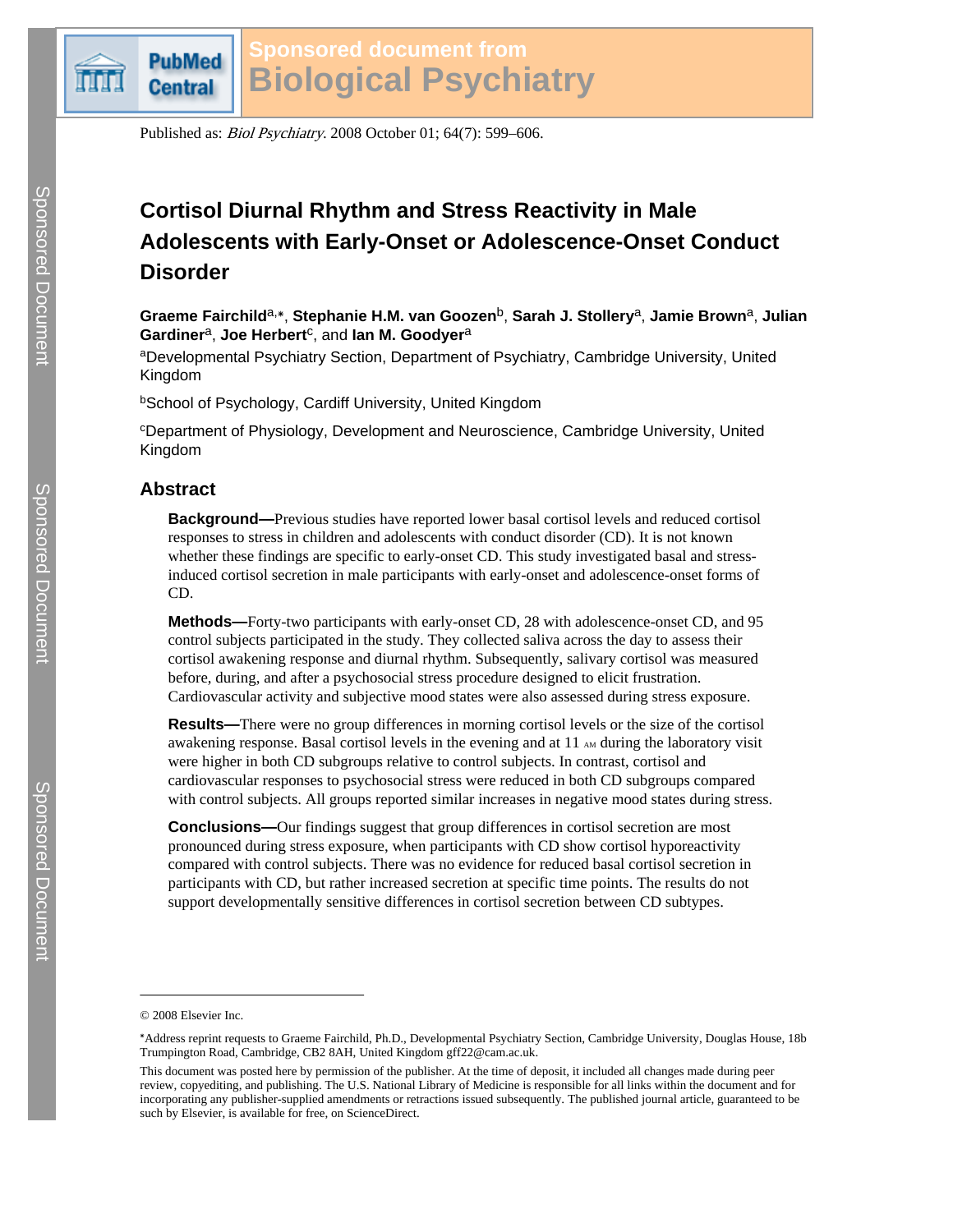Published as: *Biol Psychiatry*. 2008 October 01; 64(7): 599–606.

# Cortisol Diurnal Rhythm and Stress Reactivity in Male Adolescents with Early-Onset or Adolescence-Onset Conduct Disorder

**Graeme Fairchild**[a,*], **Stephanie H.M. van Goozen**[b], **Sarah J. Stollery**[a], **Jamie Brown**[a], **Julian Gardiner**[a], **Joe Herbert**[c], and **Ian M. Goodyer**[a]

[a]Developmental Psychiatry Section, Department of Psychiatry, Cambridge University, United Kingdom

[b]School of Psychology, Cardiff University, United Kingdom

[c]Department of Physiology, Development and Neuroscience, Cambridge University, United Kingdom

## Abstract

**Background—**Previous studies have reported lower basal cortisol levels and reduced cortisol responses to stress in children and adolescents with conduct disorder (CD). It is not known whether these findings are specific to early-onset CD. This study investigated basal and stress-induced cortisol secretion in male participants with early-onset and adolescence-onset forms of CD.

**Methods—**Forty-two participants with early-onset CD, 28 with adolescence-onset CD, and 95 control subjects participated in the study. They collected saliva across the day to assess their cortisol awakening response and diurnal rhythm. Subsequently, salivary cortisol was measured before, during, and after a psychosocial stress procedure designed to elicit frustration. Cardiovascular activity and subjective mood states were also assessed during stress exposure.

**Results—**There were no group differences in morning cortisol levels or the size of the cortisol awakening response. Basal cortisol levels in the evening and at 11 AM during the laboratory visit were higher in both CD subgroups relative to control subjects. In contrast, cortisol and cardiovascular responses to psychosocial stress were reduced in both CD subgroups compared with control subjects. All groups reported similar increases in negative mood states during stress.

**Conclusions—**Our findings suggest that group differences in cortisol secretion are most pronounced during stress exposure, when participants with CD show cortisol hyporeactivity compared with control subjects. There was no evidence for reduced basal cortisol secretion in participants with CD, but rather increased secretion at specific time points. The results do not support developmentally sensitive differences in cortisol secretion between CD subtypes.

---

© 2008 Elsevier Inc.

*Address reprint requests to Graeme Fairchild, Ph.D., Developmental Psychiatry Section, Cambridge University, Douglas House, 18b Trumpington Road, Cambridge, CB2 8AH, United Kingdom gff22@cam.ac.uk.

This document was posted here by permission of the publisher. At the time of deposit, it included all changes made during peer review, copyediting, and publishing. The U.S. National Library of Medicine is responsible for all links within the document and for incorporating any publisher-supplied amendments or retractions issued subsequently. The published journal article, guaranteed to be such by Elsevier, is available for free, on ScienceDirect.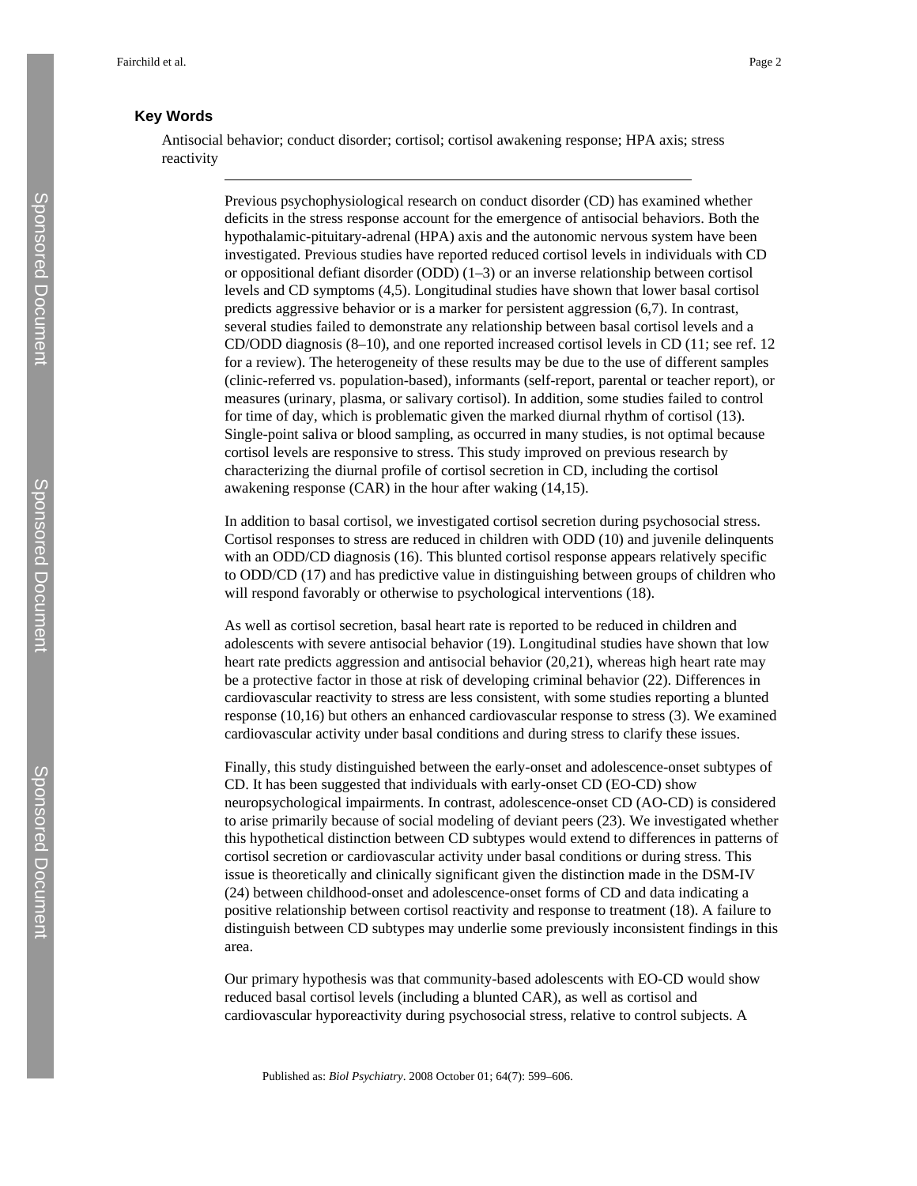### Key Words

Antisocial behavior; conduct disorder; cortisol; cortisol awakening response; HPA axis; stress reactivity

---

Previous psychophysiological research on conduct disorder (CD) has examined whether deficits in the stress response account for the emergence of antisocial behaviors. Both the hypothalamic-pituitary-adrenal (HPA) axis and the autonomic nervous system have been investigated. Previous studies have reported reduced cortisol levels in individuals with CD or oppositional defiant disorder (ODD) (1–3) or an inverse relationship between cortisol levels and CD symptoms (4,5). Longitudinal studies have shown that lower basal cortisol predicts aggressive behavior or is a marker for persistent aggression (6,7). In contrast, several studies failed to demonstrate any relationship between basal cortisol levels and a CD/ODD diagnosis (8–10), and one reported increased cortisol levels in CD (11; see ref. 12 for a review). The heterogeneity of these results may be due to the use of different samples (clinic-referred vs. population-based), informants (self-report, parental or teacher report), or measures (urinary, plasma, or salivary cortisol). In addition, some studies failed to control for time of day, which is problematic given the marked diurnal rhythm of cortisol (13). Single-point saliva or blood sampling, as occurred in many studies, is not optimal because cortisol levels are responsive to stress. This study improved on previous research by characterizing the diurnal profile of cortisol secretion in CD, including the cortisol awakening response (CAR) in the hour after waking (14,15).

In addition to basal cortisol, we investigated cortisol secretion during psychosocial stress. Cortisol responses to stress are reduced in children with ODD (10) and juvenile delinquents with an ODD/CD diagnosis (16). This blunted cortisol response appears relatively specific to ODD/CD (17) and has predictive value in distinguishing between groups of children who will respond favorably or otherwise to psychological interventions (18).

As well as cortisol secretion, basal heart rate is reported to be reduced in children and adolescents with severe antisocial behavior (19). Longitudinal studies have shown that low heart rate predicts aggression and antisocial behavior (20,21), whereas high heart rate may be a protective factor in those at risk of developing criminal behavior (22). Differences in cardiovascular reactivity to stress are less consistent, with some studies reporting a blunted response (10,16) but others an enhanced cardiovascular response to stress (3). We examined cardiovascular activity under basal conditions and during stress to clarify these issues.

Finally, this study distinguished between the early-onset and adolescence-onset subtypes of CD. It has been suggested that individuals with early-onset CD (EO-CD) show neuropsychological impairments. In contrast, adolescence-onset CD (AO-CD) is considered to arise primarily because of social modeling of deviant peers (23). We investigated whether this hypothetical distinction between CD subtypes would extend to differences in patterns of cortisol secretion or cardiovascular activity under basal conditions or during stress. This issue is theoretically and clinically significant given the distinction made in the DSM-IV (24) between childhood-onset and adolescence-onset forms of CD and data indicating a positive relationship between cortisol reactivity and response to treatment (18). A failure to distinguish between CD subtypes may underlie some previously inconsistent findings in this area.

Our primary hypothesis was that community-based adolescents with EO-CD would show reduced basal cortisol levels (including a blunted CAR), as well as cortisol and cardiovascular hyporeactivity during psychosocial stress, relative to control subjects. A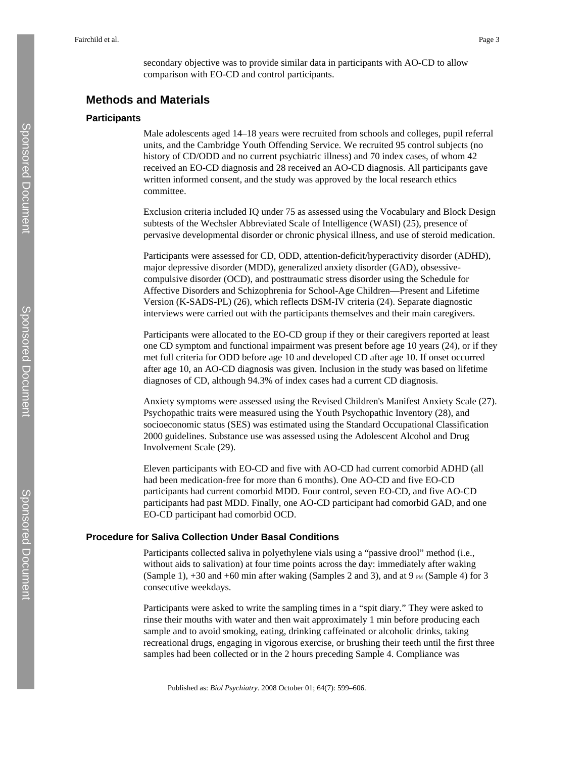secondary objective was to provide similar data in participants with AO-CD to allow comparison with EO-CD and control participants.

## Methods and Materials

### Participants

Male adolescents aged 14–18 years were recruited from schools and colleges, pupil referral units, and the Cambridge Youth Offending Service. We recruited 95 control subjects (no history of CD/ODD and no current psychiatric illness) and 70 index cases, of whom 42 received an EO-CD diagnosis and 28 received an AO-CD diagnosis. All participants gave written informed consent, and the study was approved by the local research ethics committee.

Exclusion criteria included IQ under 75 as assessed using the Vocabulary and Block Design subtests of the Wechsler Abbreviated Scale of Intelligence (WASI) (25), presence of pervasive developmental disorder or chronic physical illness, and use of steroid medication.

Participants were assessed for CD, ODD, attention-deficit/hyperactivity disorder (ADHD), major depressive disorder (MDD), generalized anxiety disorder (GAD), obsessive-compulsive disorder (OCD), and posttraumatic stress disorder using the Schedule for Affective Disorders and Schizophrenia for School-Age Children—Present and Lifetime Version (K-SADS-PL) (26), which reflects DSM-IV criteria (24). Separate diagnostic interviews were carried out with the participants themselves and their main caregivers.

Participants were allocated to the EO-CD group if they or their caregivers reported at least one CD symptom and functional impairment was present before age 10 years (24), or if they met full criteria for ODD before age 10 and developed CD after age 10. If onset occurred after age 10, an AO-CD diagnosis was given. Inclusion in the study was based on lifetime diagnoses of CD, although 94.3% of index cases had a current CD diagnosis.

Anxiety symptoms were assessed using the Revised Children's Manifest Anxiety Scale (27). Psychopathic traits were measured using the Youth Psychopathic Inventory (28), and socioeconomic status (SES) was estimated using the Standard Occupational Classification 2000 guidelines. Substance use was assessed using the Adolescent Alcohol and Drug Involvement Scale (29).

Eleven participants with EO-CD and five with AO-CD had current comorbid ADHD (all had been medication-free for more than 6 months). One AO-CD and five EO-CD participants had current comorbid MDD. Four control, seven EO-CD, and five AO-CD participants had past MDD. Finally, one AO-CD participant had comorbid GAD, and one EO-CD participant had comorbid OCD.

### Procedure for Saliva Collection Under Basal Conditions

Participants collected saliva in polyethylene vials using a "passive drool" method (i.e., without aids to salivation) at four time points across the day: immediately after waking (Sample 1), +30 and +60 min after waking (Samples 2 and 3), and at 9 PM (Sample 4) for 3 consecutive weekdays.

Participants were asked to write the sampling times in a "spit diary." They were asked to rinse their mouths with water and then wait approximately 1 min before producing each sample and to avoid smoking, eating, drinking caffeinated or alcoholic drinks, taking recreational drugs, engaging in vigorous exercise, or brushing their teeth until the first three samples had been collected or in the 2 hours preceding Sample 4. Compliance was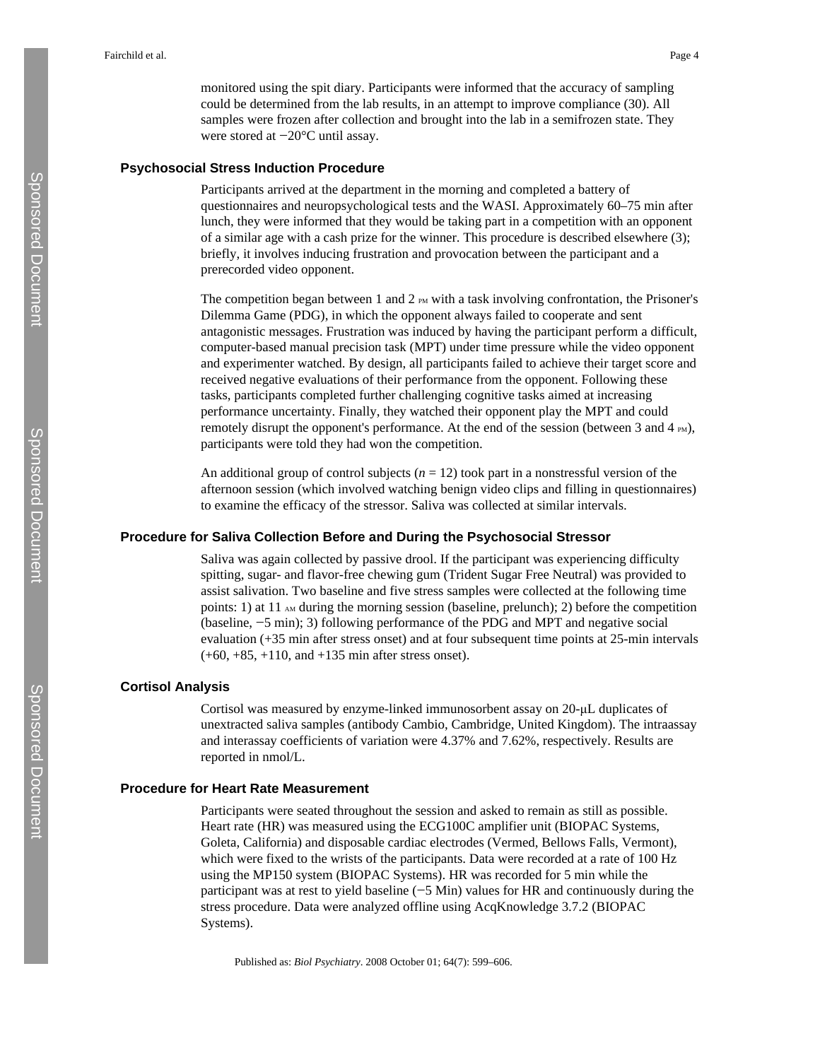monitored using the spit diary. Participants were informed that the accuracy of sampling could be determined from the lab results, in an attempt to improve compliance (30). All samples were frozen after collection and brought into the lab in a semifrozen state. They were stored at −20°C until assay.

### Psychosocial Stress Induction Procedure

Participants arrived at the department in the morning and completed a battery of questionnaires and neuropsychological tests and the WASI. Approximately 60–75 min after lunch, they were informed that they would be taking part in a competition with an opponent of a similar age with a cash prize for the winner. This procedure is described elsewhere (3); briefly, it involves inducing frustration and provocation between the participant and a prerecorded video opponent.

The competition began between 1 and 2 PM with a task involving confrontation, the Prisoner's Dilemma Game (PDG), in which the opponent always failed to cooperate and sent antagonistic messages. Frustration was induced by having the participant perform a difficult, computer-based manual precision task (MPT) under time pressure while the video opponent and experimenter watched. By design, all participants failed to achieve their target score and received negative evaluations of their performance from the opponent. Following these tasks, participants completed further challenging cognitive tasks aimed at increasing performance uncertainty. Finally, they watched their opponent play the MPT and could remotely disrupt the opponent's performance. At the end of the session (between 3 and 4 PM), participants were told they had won the competition.

An additional group of control subjects ($n = 12$) took part in a nonstressful version of the afternoon session (which involved watching benign video clips and filling in questionnaires) to examine the efficacy of the stressor. Saliva was collected at similar intervals.

### Procedure for Saliva Collection Before and During the Psychosocial Stressor

Saliva was again collected by passive drool. If the participant was experiencing difficulty spitting, sugar- and flavor-free chewing gum (Trident Sugar Free Neutral) was provided to assist salivation. Two baseline and five stress samples were collected at the following time points: 1) at 11 AM during the morning session (baseline, prelunch); 2) before the competition (baseline, −5 min); 3) following performance of the PDG and MPT and negative social evaluation (+35 min after stress onset) and at four subsequent time points at 25-min intervals (+60, +85, +110, and +135 min after stress onset).

### Cortisol Analysis

Cortisol was measured by enzyme-linked immunosorbent assay on 20-μL duplicates of unextracted saliva samples (antibody Cambio, Cambridge, United Kingdom). The intraassay and interassay coefficients of variation were 4.37% and 7.62%, respectively. Results are reported in nmol/L.

### Procedure for Heart Rate Measurement

Participants were seated throughout the session and asked to remain as still as possible. Heart rate (HR) was measured using the ECG100C amplifier unit (BIOPAC Systems, Goleta, California) and disposable cardiac electrodes (Vermed, Bellows Falls, Vermont), which were fixed to the wrists of the participants. Data were recorded at a rate of 100 Hz using the MP150 system (BIOPAC Systems). HR was recorded for 5 min while the participant was at rest to yield baseline (−5 Min) values for HR and continuously during the stress procedure. Data were analyzed offline using AcqKnowledge 3.7.2 (BIOPAC Systems).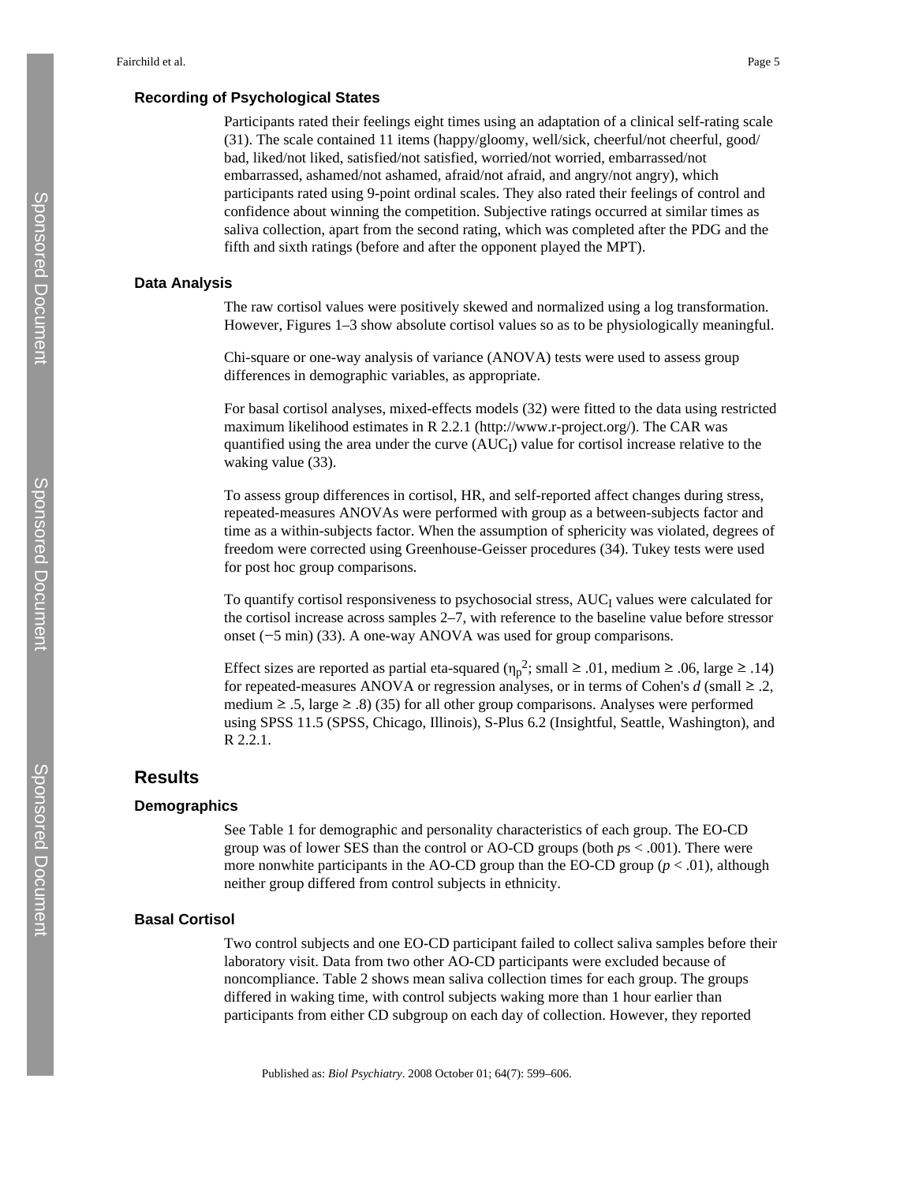### Recording of Psychological States

Participants rated their feelings eight times using an adaptation of a clinical self-rating scale (31). The scale contained 11 items (happy/gloomy, well/sick, cheerful/not cheerful, good/bad, liked/not liked, satisfied/not satisfied, worried/not worried, embarrassed/not embarrassed, ashamed/not ashamed, afraid/not afraid, and angry/not angry), which participants rated using 9-point ordinal scales. They also rated their feelings of control and confidence about winning the competition. Subjective ratings occurred at similar times as saliva collection, apart from the second rating, which was completed after the PDG and the fifth and sixth ratings (before and after the opponent played the MPT).

### Data Analysis

The raw cortisol values were positively skewed and normalized using a log transformation. However, Figures 1–3 show absolute cortisol values so as to be physiologically meaningful.

Chi-square or one-way analysis of variance (ANOVA) tests were used to assess group differences in demographic variables, as appropriate.

For basal cortisol analyses, mixed-effects models (32) were fitted to the data using restricted maximum likelihood estimates in R 2.2.1 (http://www.r-project.org/). The CAR was quantified using the area under the curve ($AUC_I$) value for cortisol increase relative to the waking value (33).

To assess group differences in cortisol, HR, and self-reported affect changes during stress, repeated-measures ANOVAs were performed with group as a between-subjects factor and time as a within-subjects factor. When the assumption of sphericity was violated, degrees of freedom were corrected using Greenhouse-Geisser procedures (34). Tukey tests were used for post hoc group comparisons.

To quantify cortisol responsiveness to psychosocial stress, $AUC_I$ values were calculated for the cortisol increase across samples 2–7, with reference to the baseline value before stressor onset (−5 min) (33). A one-way ANOVA was used for group comparisons.

Effect sizes are reported as partial eta-squared ($\eta_p^2$; small ≥ .01, medium ≥ .06, large ≥ .14) for repeated-measures ANOVA or regression analyses, or in terms of Cohen's *d* (small ≥ .2, medium ≥ .5, large ≥ .8) (35) for all other group comparisons. Analyses were performed using SPSS 11.5 (SPSS, Chicago, Illinois), S-Plus 6.2 (Insightful, Seattle, Washington), and R 2.2.1.

## Results

### Demographics

See Table 1 for demographic and personality characteristics of each group. The EO-CD group was of lower SES than the control or AO-CD groups (both *p*s < .001). There were more nonwhite participants in the AO-CD group than the EO-CD group ($p < .01$), although neither group differed from control subjects in ethnicity.

### Basal Cortisol

Two control subjects and one EO-CD participant failed to collect saliva samples before their laboratory visit. Data from two other AO-CD participants were excluded because of noncompliance. Table 2 shows mean saliva collection times for each group. The groups differed in waking time, with control subjects waking more than 1 hour earlier than participants from either CD subgroup on each day of collection. However, they reported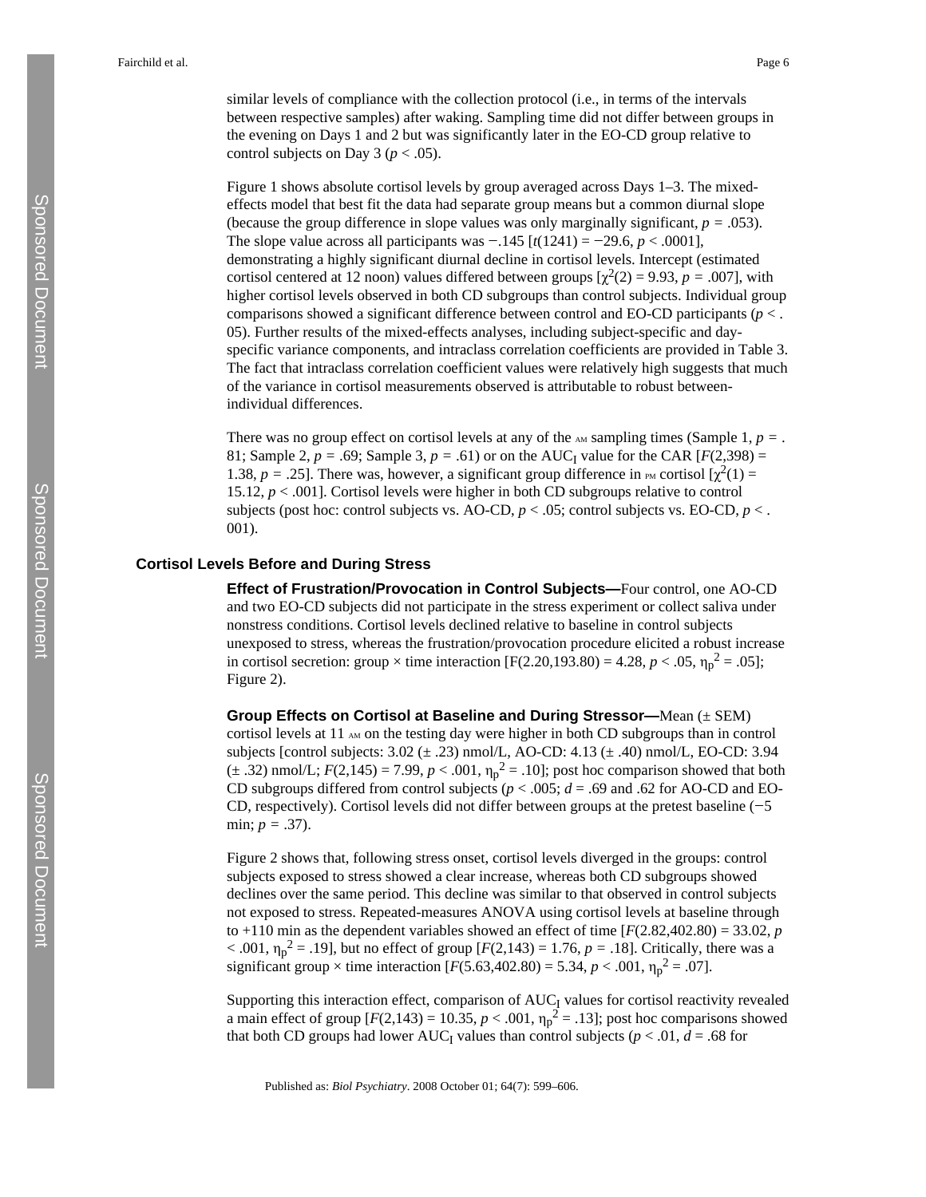similar levels of compliance with the collection protocol (i.e., in terms of the intervals between respective samples) after waking. Sampling time did not differ between groups in the evening on Days 1 and 2 but was significantly later in the EO-CD group relative to control subjects on Day 3 ($p < .05$).

Figure 1 shows absolute cortisol levels by group averaged across Days 1–3. The mixed-effects model that best fit the data had separate group means but a common diurnal slope (because the group difference in slope values was only marginally significant, $p = .053$). The slope value across all participants was −.145 [$t(1241) = -29.6$, $p < .0001$], demonstrating a highly significant diurnal decline in cortisol levels. Intercept (estimated cortisol centered at 12 noon) values differed between groups [$\chi^2(2) = 9.93$, $p = .007$], with higher cortisol levels observed in both CD subgroups than control subjects. Individual group comparisons showed a significant difference between control and EO-CD participants ($p < .05$). Further results of the mixed-effects analyses, including subject-specific and day-specific variance components, and intraclass correlation coefficients are provided in Table 3. The fact that intraclass correlation coefficient values were relatively high suggests that much of the variance in cortisol measurements observed is attributable to robust between-individual differences.

There was no group effect on cortisol levels at any of the AM sampling times (Sample 1, $p = .81$; Sample 2, $p = .69$; Sample 3, $p = .61$) or on the $AUC_I$ value for the CAR [$F(2,398) = 1.38$, $p = .25$]. There was, however, a significant group difference in PM cortisol [$\chi^2(1) = 15.12$, $p < .001$]. Cortisol levels were higher in both CD subgroups relative to control subjects (post hoc: control subjects vs. AO-CD, $p < .05$; control subjects vs. EO-CD, $p < .001$).

## Cortisol Levels Before and During Stress

**Effect of Frustration/Provocation in Control Subjects—**Four control, one AO-CD and two EO-CD subjects did not participate in the stress experiment or collect saliva under nonstress conditions. Cortisol levels declined relative to baseline in control subjects unexposed to stress, whereas the frustration/provocation procedure elicited a robust increase in cortisol secretion: group × time interaction [$F(2.20,193.80) = 4.28$, $p < .05$, $\eta_p^2 = .05$]; Figure 2).

**Group Effects on Cortisol at Baseline and During Stressor—**Mean (± SEM) cortisol levels at 11 AM on the testing day were higher in both CD subgroups than in control subjects [control subjects: 3.02 (± .23) nmol/L, AO-CD: 4.13 (± .40) nmol/L, EO-CD: 3.94 (± .32) nmol/L; $F(2,145) = 7.99$, $p < .001$, $\eta_p^2 = .10$]; post hoc comparison showed that both CD subgroups differed from control subjects ($p < .005$; $d = .69$ and $.62$ for AO-CD and EO-CD, respectively). Cortisol levels did not differ between groups at the pretest baseline (−5 min; $p = .37$).

Figure 2 shows that, following stress onset, cortisol levels diverged in the groups: control subjects exposed to stress showed a clear increase, whereas both CD subgroups showed declines over the same period. This decline was similar to that observed in control subjects not exposed to stress. Repeated-measures ANOVA using cortisol levels at baseline through to +110 min as the dependent variables showed an effect of time [$F(2.82,402.80) = 33.02$, $p < .001$, $\eta_p^2 = .19$], but no effect of group [$F(2,143) = 1.76$, $p = .18$]. Critically, there was a significant group × time interaction [$F(5.63,402.80) = 5.34$, $p < .001$, $\eta_p^2 = .07$].

Supporting this interaction effect, comparison of $AUC_I$ values for cortisol reactivity revealed a main effect of group [$F(2,143) = 10.35$, $p < .001$, $\eta_p^2 = .13$]; post hoc comparisons showed that both CD groups had lower $AUC_I$ values than control subjects ($p < .01$, $d = .68$ for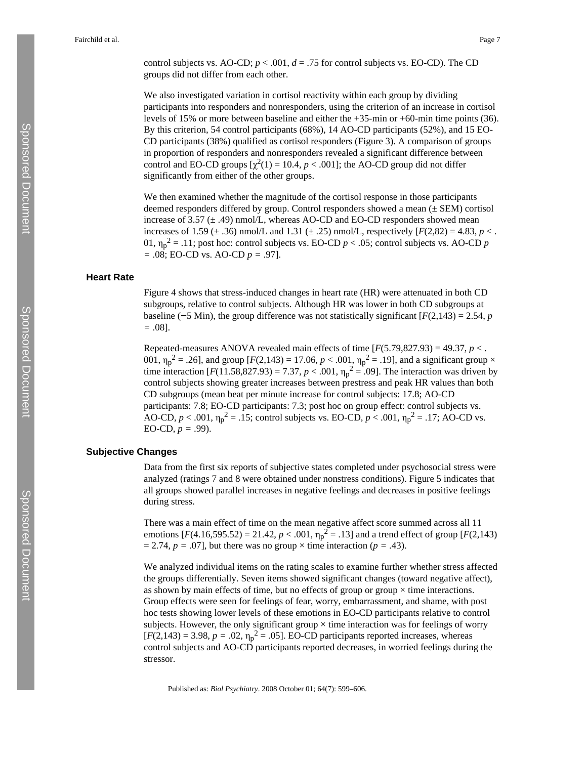control subjects vs. AO-CD; $p < .001$, $d = .75$ for control subjects vs. EO-CD). The CD groups did not differ from each other.

We also investigated variation in cortisol reactivity within each group by dividing participants into responders and nonresponders, using the criterion of an increase in cortisol levels of 15% or more between baseline and either the +35-min or +60-min time points (36). By this criterion, 54 control participants (68%), 14 AO-CD participants (52%), and 15 EO-CD participants (38%) qualified as cortisol responders (Figure 3). A comparison of groups in proportion of responders and nonresponders revealed a significant difference between control and EO-CD groups [$\chi^2(1) = 10.4$, $p < .001$]; the AO-CD group did not differ significantly from either of the other groups.

We then examined whether the magnitude of the cortisol response in those participants deemed responders differed by group. Control responders showed a mean (± SEM) cortisol increase of 3.57 (± .49) nmol/L, whereas AO-CD and EO-CD responders showed mean increases of 1.59 (± .36) nmol/L and 1.31 (± .25) nmol/L, respectively [$F(2,82) = 4.83$, $p < .01$, $\eta_p^2 = .11$; post hoc: control subjects vs. EO-CD $p < .05$; control subjects vs. AO-CD $p = .08$; EO-CD vs. AO-CD $p = .97$].

### Heart Rate

Figure 4 shows that stress-induced changes in heart rate (HR) were attenuated in both CD subgroups, relative to control subjects. Although HR was lower in both CD subgroups at baseline (−5 Min), the group difference was not statistically significant [$F(2,143) = 2.54$, $p = .08$].

Repeated-measures ANOVA revealed main effects of time [$F(5.79,827.93) = 49.37$, $p < .001$, $\eta_p^2 = .26$], and group [$F(2,143) = 17.06$, $p < .001$, $\eta_p^2 = .19$], and a significant group × time interaction [$F(11.58,827.93) = 7.37$, $p < .001$, $\eta_p^2 = .09$]. The interaction was driven by control subjects showing greater increases between prestress and peak HR values than both CD subgroups (mean beat per minute increase for control subjects: 17.8; AO-CD participants: 7.8; EO-CD participants: 7.3; post hoc on group effect: control subjects vs. AO-CD, $p < .001$, $\eta_p^2 = .15$; control subjects vs. EO-CD, $p < .001$, $\eta_p^2 = .17$; AO-CD vs. EO-CD, $p = .99$).

### Subjective Changes

Data from the first six reports of subjective states completed under psychosocial stress were analyzed (ratings 7 and 8 were obtained under nonstress conditions). Figure 5 indicates that all groups showed parallel increases in negative feelings and decreases in positive feelings during stress.

There was a main effect of time on the mean negative affect score summed across all 11 emotions [$F(4.16,595.52) = 21.42$, $p < .001$, $\eta_p^2 = .13$] and a trend effect of group [$F(2,143) = 2.74$, $p = .07$], but there was no group × time interaction ($p = .43$).

We analyzed individual items on the rating scales to examine further whether stress affected the groups differentially. Seven items showed significant changes (toward negative affect), as shown by main effects of time, but no effects of group or group × time interactions. Group effects were seen for feelings of fear, worry, embarrassment, and shame, with post hoc tests showing lower levels of these emotions in EO-CD participants relative to control subjects. However, the only significant group × time interaction was for feelings of worry [$F(2,143) = 3.98$, $p = .02$, $\eta_p^2 = .05$]. EO-CD participants reported increases, whereas control subjects and AO-CD participants reported decreases, in worried feelings during the stressor.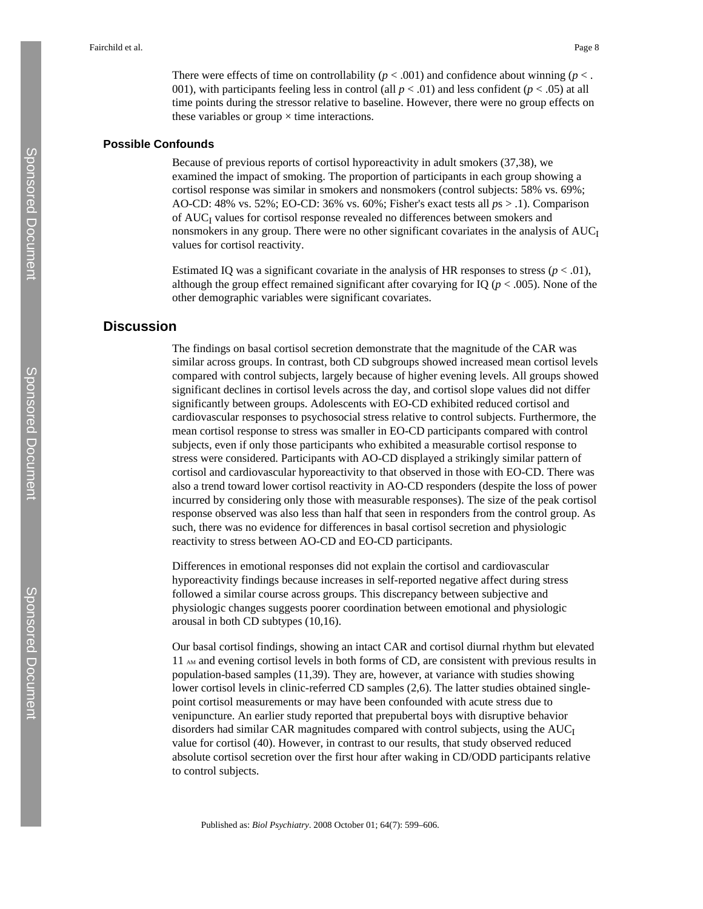There were effects of time on controllability ($p < .001$) and confidence about winning ($p < .001$), with participants feeling less in control (all $p < .01$) and less confident ($p < .05$) at all time points during the stressor relative to baseline. However, there were no group effects on these variables or group × time interactions.

### Possible Confounds

Because of previous reports of cortisol hyporeactivity in adult smokers (37,38), we examined the impact of smoking. The proportion of participants in each group showing a cortisol response was similar in smokers and nonsmokers (control subjects: 58% vs. 69%; AO-CD: 48% vs. 52%; EO-CD: 36% vs. 60%; Fisher's exact tests all $p$s > .1). Comparison of $AUC_I$ values for cortisol response revealed no differences between smokers and nonsmokers in any group. There were no other significant covariates in the analysis of $AUC_I$ values for cortisol reactivity.

Estimated IQ was a significant covariate in the analysis of HR responses to stress ($p < .01$), although the group effect remained significant after covarying for IQ ($p < .005$). None of the other demographic variables were significant covariates.

## Discussion

The findings on basal cortisol secretion demonstrate that the magnitude of the CAR was similar across groups. In contrast, both CD subgroups showed increased mean cortisol levels compared with control subjects, largely because of higher evening levels. All groups showed significant declines in cortisol levels across the day, and cortisol slope values did not differ significantly between groups. Adolescents with EO-CD exhibited reduced cortisol and cardiovascular responses to psychosocial stress relative to control subjects. Furthermore, the mean cortisol response to stress was smaller in EO-CD participants compared with control subjects, even if only those participants who exhibited a measurable cortisol response to stress were considered. Participants with AO-CD displayed a strikingly similar pattern of cortisol and cardiovascular hyporeactivity to that observed in those with EO-CD. There was also a trend toward lower cortisol reactivity in AO-CD responders (despite the loss of power incurred by considering only those with measurable responses). The size of the peak cortisol response observed was also less than half that seen in responders from the control group. As such, there was no evidence for differences in basal cortisol secretion and physiologic reactivity to stress between AO-CD and EO-CD participants.

Differences in emotional responses did not explain the cortisol and cardiovascular hyporeactivity findings because increases in self-reported negative affect during stress followed a similar course across groups. This discrepancy between subjective and physiologic changes suggests poorer coordination between emotional and physiologic arousal in both CD subtypes (10,16).

Our basal cortisol findings, showing an intact CAR and cortisol diurnal rhythm but elevated 11 AM and evening cortisol levels in both forms of CD, are consistent with previous results in population-based samples (11,39). They are, however, at variance with studies showing lower cortisol levels in clinic-referred CD samples (2,6). The latter studies obtained single-point cortisol measurements or may have been confounded with acute stress due to venipuncture. An earlier study reported that prepubertal boys with disruptive behavior disorders had similar CAR magnitudes compared with control subjects, using the $AUC_I$ value for cortisol (40). However, in contrast to our results, that study observed reduced absolute cortisol secretion over the first hour after waking in CD/ODD participants relative to control subjects.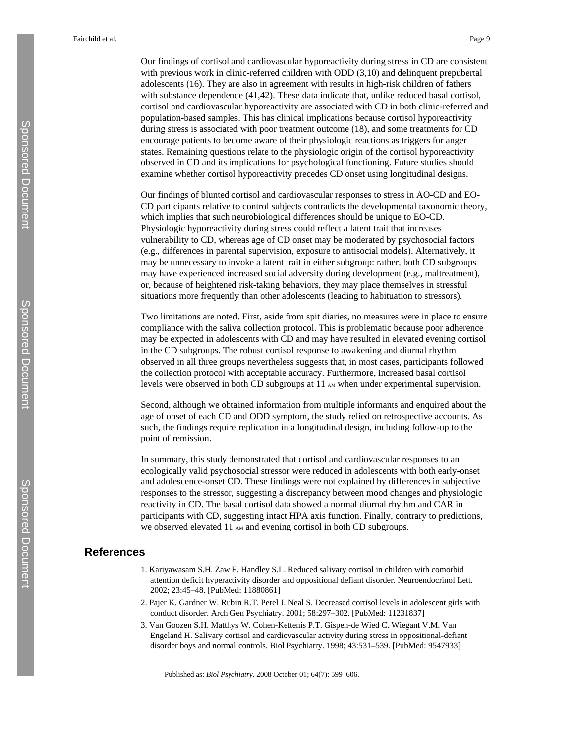Our findings of cortisol and cardiovascular hyporeactivity during stress in CD are consistent with previous work in clinic-referred children with ODD (3,10) and delinquent prepubertal adolescents (16). They are also in agreement with results in high-risk children of fathers with substance dependence (41,42). These data indicate that, unlike reduced basal cortisol, cortisol and cardiovascular hyporeactivity are associated with CD in both clinic-referred and population-based samples. This has clinical implications because cortisol hyporeactivity during stress is associated with poor treatment outcome (18), and some treatments for CD encourage patients to become aware of their physiologic reactions as triggers for anger states. Remaining questions relate to the physiologic origin of the cortisol hyporeactivity observed in CD and its implications for psychological functioning. Future studies should examine whether cortisol hyporeactivity precedes CD onset using longitudinal designs.

Our findings of blunted cortisol and cardiovascular responses to stress in AO-CD and EO-CD participants relative to control subjects contradicts the developmental taxonomic theory, which implies that such neurobiological differences should be unique to EO-CD. Physiologic hyporeactivity during stress could reflect a latent trait that increases vulnerability to CD, whereas age of CD onset may be moderated by psychosocial factors (e.g., differences in parental supervision, exposure to antisocial models). Alternatively, it may be unnecessary to invoke a latent trait in either subgroup: rather, both CD subgroups may have experienced increased social adversity during development (e.g., maltreatment), or, because of heightened risk-taking behaviors, they may place themselves in stressful situations more frequently than other adolescents (leading to habituation to stressors).

Two limitations are noted. First, aside from spit diaries, no measures were in place to ensure compliance with the saliva collection protocol. This is problematic because poor adherence may be expected in adolescents with CD and may have resulted in elevated evening cortisol in the CD subgroups. The robust cortisol response to awakening and diurnal rhythm observed in all three groups nevertheless suggests that, in most cases, participants followed the collection protocol with acceptable accuracy. Furthermore, increased basal cortisol levels were observed in both CD subgroups at 11 AM when under experimental supervision.

Second, although we obtained information from multiple informants and enquired about the age of onset of each CD and ODD symptom, the study relied on retrospective accounts. As such, the findings require replication in a longitudinal design, including follow-up to the point of remission.

In summary, this study demonstrated that cortisol and cardiovascular responses to an ecologically valid psychosocial stressor were reduced in adolescents with both early-onset and adolescence-onset CD. These findings were not explained by differences in subjective responses to the stressor, suggesting a discrepancy between mood changes and physiologic reactivity in CD. The basal cortisol data showed a normal diurnal rhythm and CAR in participants with CD, suggesting intact HPA axis function. Finally, contrary to predictions, we observed elevated 11 AM and evening cortisol in both CD subgroups.

## References

1. Kariyawasam S.H. Zaw F. Handley S.L. Reduced salivary cortisol in children with comorbid attention deficit hyperactivity disorder and oppositional defiant disorder. Neuroendocrinol Lett. 2002; 23:45–48. [PubMed: 11880861]
2. Pajer K. Gardner W. Rubin R.T. Perel J. Neal S. Decreased cortisol levels in adolescent girls with conduct disorder. Arch Gen Psychiatry. 2001; 58:297–302. [PubMed: 11231837]
3. Van Goozen S.H. Matthys W. Cohen-Kettenis P.T. Gispen-de Wied C. Wiegant V.M. Van Engeland H. Salivary cortisol and cardiovascular activity during stress in oppositional-defiant disorder boys and normal controls. Biol Psychiatry. 1998; 43:531–539. [PubMed: 9547933]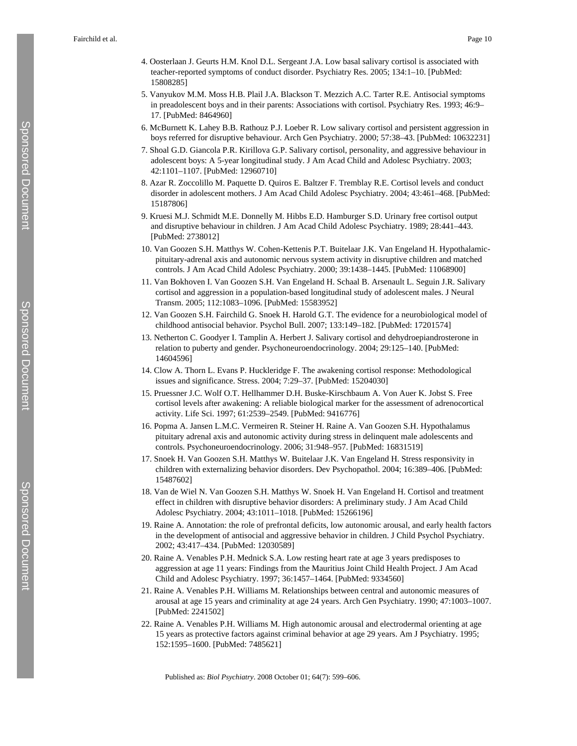4. Oosterlaan J. Geurts H.M. Knol D.L. Sergeant J.A. Low basal salivary cortisol is associated with teacher-reported symptoms of conduct disorder. Psychiatry Res. 2005; 134:1–10. [PubMed: 15808285]
5. Vanyukov M.M. Moss H.B. Plail J.A. Blackson T. Mezzich A.C. Tarter R.E. Antisocial symptoms in preadolescent boys and in their parents: Associations with cortisol. Psychiatry Res. 1993; 46:9–17. [PubMed: 8464960]
6. McBurnett K. Lahey B.B. Rathouz P.J. Loeber R. Low salivary cortisol and persistent aggression in boys referred for disruptive behaviour. Arch Gen Psychiatry. 2000; 57:38–43. [PubMed: 10632231]
7. Shoal G.D. Giancola P.R. Kirillova G.P. Salivary cortisol, personality, and aggressive behaviour in adolescent boys: A 5-year longitudinal study. J Am Acad Child and Adolesc Psychiatry. 2003; 42:1101–1107. [PubMed: 12960710]
8. Azar R. Zoccolillo M. Paquette D. Quiros E. Baltzer F. Tremblay R.E. Cortisol levels and conduct disorder in adolescent mothers. J Am Acad Child Adolesc Psychiatry. 2004; 43:461–468. [PubMed: 15187806]
9. Kruesi M.J. Schmidt M.E. Donnelly M. Hibbs E.D. Hamburger S.D. Urinary free cortisol output and disruptive behaviour in children. J Am Acad Child Adolesc Psychiatry. 1989; 28:441–443. [PubMed: 2738012]
10. Van Goozen S.H. Matthys W. Cohen-Kettenis P.T. Buitelaar J.K. Van Engeland H. Hypothalamic-pituitary-adrenal axis and autonomic nervous system activity in disruptive children and matched controls. J Am Acad Child Adolesc Psychiatry. 2000; 39:1438–1445. [PubMed: 11068900]
11. Van Bokhoven I. Van Goozen S.H. Van Engeland H. Schaal B. Arsenault L. Seguin J.R. Salivary cortisol and aggression in a population-based longitudinal study of adolescent males. J Neural Transm. 2005; 112:1083–1096. [PubMed: 15583952]
12. Van Goozen S.H. Fairchild G. Snoek H. Harold G.T. The evidence for a neurobiological model of childhood antisocial behavior. Psychol Bull. 2007; 133:149–182. [PubMed: 17201574]
13. Netherton C. Goodyer I. Tamplin A. Herbert J. Salivary cortisol and dehydroepiandrosterone in relation to puberty and gender. Psychoneuroendocrinology. 2004; 29:125–140. [PubMed: 14604596]
14. Clow A. Thorn L. Evans P. Huckleridge F. The awakening cortisol response: Methodological issues and significance. Stress. 2004; 7:29–37. [PubMed: 15204030]
15. Pruessner J.C. Wolf O.T. Hellhammer D.H. Buske-Kirschbaum A. Von Auer K. Jobst S. Free cortisol levels after awakening: A reliable biological marker for the assessment of adrenocortical activity. Life Sci. 1997; 61:2539–2549. [PubMed: 9416776]
16. Popma A. Jansen L.M.C. Vermeiren R. Steiner H. Raine A. Van Goozen S.H. Hypothalamus pituitary adrenal axis and autonomic activity during stress in delinquent male adolescents and controls. Psychoneuroendocrinology. 2006; 31:948–957. [PubMed: 16831519]
17. Snoek H. Van Goozen S.H. Matthys W. Buitelaar J.K. Van Engeland H. Stress responsivity in children with externalizing behavior disorders. Dev Psychopathol. 2004; 16:389–406. [PubMed: 15487602]
18. Van de Wiel N. Van Goozen S.H. Matthys W. Snoek H. Van Engeland H. Cortisol and treatment effect in children with disruptive behavior disorders: A preliminary study. J Am Acad Child Adolesc Psychiatry. 2004; 43:1011–1018. [PubMed: 15266196]
19. Raine A. Annotation: the role of prefrontal deficits, low autonomic arousal, and early health factors in the development of antisocial and aggressive behavior in children. J Child Psychol Psychiatry. 2002; 43:417–434. [PubMed: 12030589]
20. Raine A. Venables P.H. Mednick S.A. Low resting heart rate at age 3 years predisposes to aggression at age 11 years: Findings from the Mauritius Joint Child Health Project. J Am Acad Child and Adolesc Psychiatry. 1997; 36:1457–1464. [PubMed: 9334560]
21. Raine A. Venables P.H. Williams M. Relationships between central and autonomic measures of arousal at age 15 years and criminality at age 24 years. Arch Gen Psychiatry. 1990; 47:1003–1007. [PubMed: 2241502]
22. Raine A. Venables P.H. Williams M. High autonomic arousal and electrodermal orienting at age 15 years as protective factors against criminal behavior at age 29 years. Am J Psychiatry. 1995; 152:1595–1600. [PubMed: 7485621]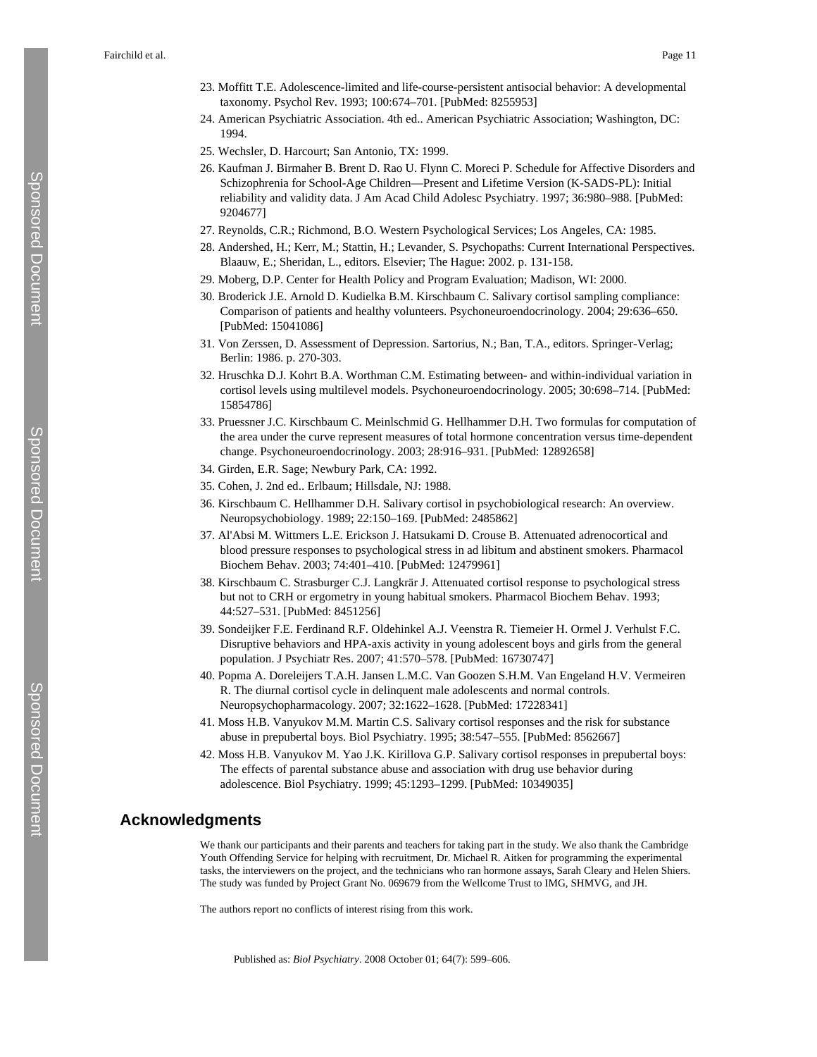23. Moffitt T.E. Adolescence-limited and life-course-persistent antisocial behavior: A developmental taxonomy. Psychol Rev. 1993; 100:674–701. [PubMed: 8255953]
24. American Psychiatric Association. 4th ed.. American Psychiatric Association; Washington, DC: 1994.
25. Wechsler, D. Harcourt; San Antonio, TX: 1999.
26. Kaufman J. Birmaher B. Brent D. Rao U. Flynn C. Moreci P. Schedule for Affective Disorders and Schizophrenia for School-Age Children—Present and Lifetime Version (K-SADS-PL): Initial reliability and validity data. J Am Acad Child Adolesc Psychiatry. 1997; 36:980–988. [PubMed: 9204677]
27. Reynolds, C.R.; Richmond, B.O. Western Psychological Services; Los Angeles, CA: 1985.
28. Andershed, H.; Kerr, M.; Stattin, H.; Levander, S. Psychopaths: Current International Perspectives. Blaauw, E.; Sheridan, L., editors. Elsevier; The Hague: 2002. p. 131-158.
29. Moberg, D.P. Center for Health Policy and Program Evaluation; Madison, WI: 2000.
30. Broderick J.E. Arnold D. Kudielka B.M. Kirschbaum C. Salivary cortisol sampling compliance: Comparison of patients and healthy volunteers. Psychoneuroendocrinology. 2004; 29:636–650. [PubMed: 15041086]
31. Von Zerssen, D. Assessment of Depression. Sartorius, N.; Ban, T.A., editors. Springer-Verlag; Berlin: 1986. p. 270-303.
32. Hruschka D.J. Kohrt B.A. Worthman C.M. Estimating between- and within-individual variation in cortisol levels using multilevel models. Psychoneuroendocrinology. 2005; 30:698–714. [PubMed: 15854786]
33. Pruessner J.C. Kirschbaum C. Meinlschmid G. Hellhammer D.H. Two formulas for computation of the area under the curve represent measures of total hormone concentration versus time-dependent change. Psychoneuroendocrinology. 2003; 28:916–931. [PubMed: 12892658]
34. Girden, E.R. Sage; Newbury Park, CA: 1992.
35. Cohen, J. 2nd ed.. Erlbaum; Hillsdale, NJ: 1988.
36. Kirschbaum C. Hellhammer D.H. Salivary cortisol in psychobiological research: An overview. Neuropsychobiology. 1989; 22:150–169. [PubMed: 2485862]
37. Al'Absi M. Wittmers L.E. Erickson J. Hatsukami D. Crouse B. Attenuated adrenocortical and blood pressure responses to psychological stress in ad libitum and abstinent smokers. Pharmacol Biochem Behav. 2003; 74:401–410. [PubMed: 12479961]
38. Kirschbaum C. Strasburger C.J. Langkrär J. Attenuated cortisol response to psychological stress but not to CRH or ergometry in young habitual smokers. Pharmacol Biochem Behav. 1993; 44:527–531. [PubMed: 8451256]
39. Sondeijker F.E. Ferdinand R.F. Oldehinkel A.J. Veenstra R. Tiemeier H. Ormel J. Verhulst F.C. Disruptive behaviors and HPA-axis activity in young adolescent boys and girls from the general population. J Psychiatr Res. 2007; 41:570–578. [PubMed: 16730747]
40. Popma A. Doreleijers T.A.H. Jansen L.M.C. Van Goozen S.H.M. Van Engeland H.V. Vermeiren R. The diurnal cortisol cycle in delinquent male adolescents and normal controls. Neuropsychopharmacology. 2007; 32:1622–1628. [PubMed: 17228341]
41. Moss H.B. Vanyukov M.M. Martin C.S. Salivary cortisol responses and the risk for substance abuse in prepubertal boys. Biol Psychiatry. 1995; 38:547–555. [PubMed: 8562667]
42. Moss H.B. Vanyukov M. Yao J.K. Kirillova G.P. Salivary cortisol responses in prepubertal boys: The effects of parental substance abuse and association with drug use behavior during adolescence. Biol Psychiatry. 1999; 45:1293–1299. [PubMed: 10349035]

## Acknowledgments

We thank our participants and their parents and teachers for taking part in the study. We also thank the Cambridge Youth Offending Service for helping with recruitment, Dr. Michael R. Aitken for programming the experimental tasks, the interviewers on the project, and the technicians who ran hormone assays, Sarah Cleary and Helen Shiers. The study was funded by Project Grant No. 069679 from the Wellcome Trust to IMG, SHMVG, and JH.

The authors report no conflicts of interest rising from this work.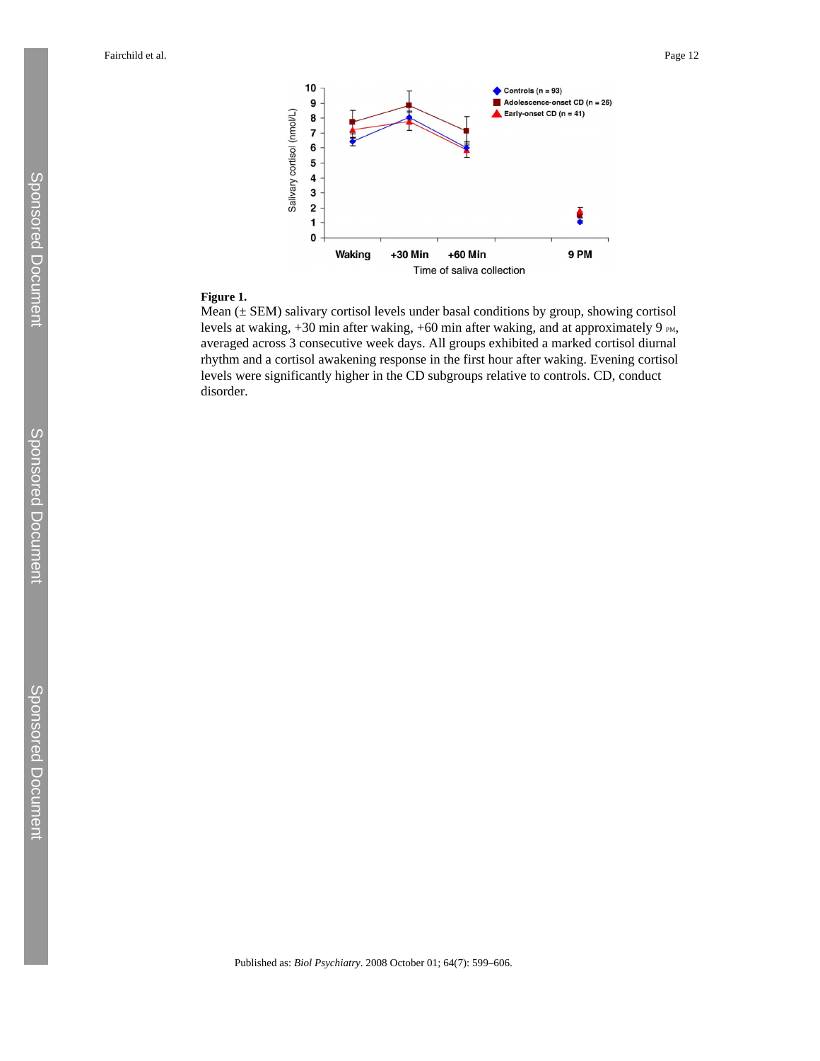**Figure 1.**

Mean (± SEM) salivary cortisol levels under basal conditions by group, showing cortisol levels at waking, +30 min after waking, +60 min after waking, and at approximately 9 PM, averaged across 3 consecutive week days. All groups exhibited a marked cortisol diurnal rhythm and a cortisol awakening response in the first hour after waking. Evening cortisol levels were significantly higher in the CD subgroups relative to controls. CD, conduct disorder.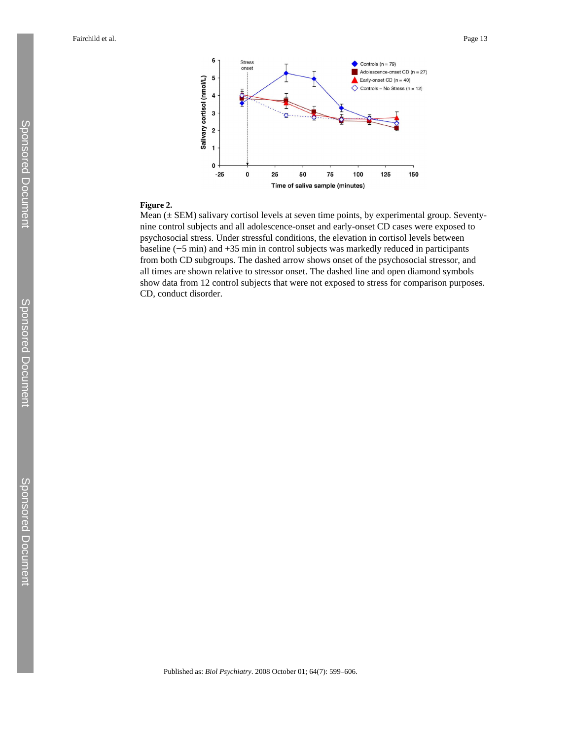**Figure 2.**

Mean (± SEM) salivary cortisol levels at seven time points, by experimental group. Seventy-nine control subjects and all adolescence-onset and early-onset CD cases were exposed to psychosocial stress. Under stressful conditions, the elevation in cortisol levels between baseline (−5 min) and +35 min in control subjects was markedly reduced in participants from both CD subgroups. The dashed arrow shows onset of the psychosocial stressor, and all times are shown relative to stressor onset. The dashed line and open diamond symbols show data from 12 control subjects that were not exposed to stress for comparison purposes. CD, conduct disorder.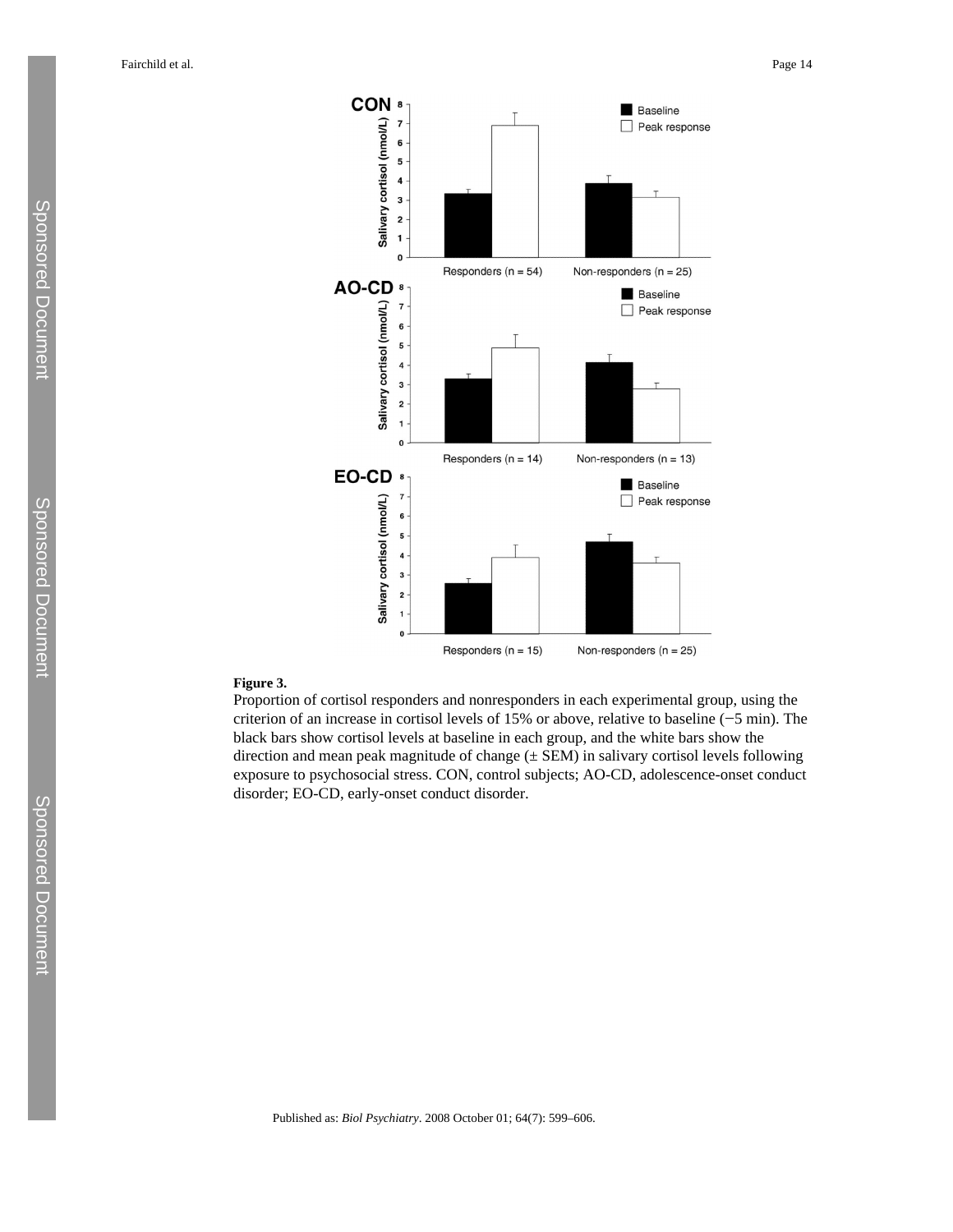**Figure 3.**

Proportion of cortisol responders and nonresponders in each experimental group, using the criterion of an increase in cortisol levels of 15% or above, relative to baseline (−5 min). The black bars show cortisol levels at baseline in each group, and the white bars show the direction and mean peak magnitude of change (± SEM) in salivary cortisol levels following exposure to psychosocial stress. CON, control subjects; AO-CD, adolescence-onset conduct disorder; EO-CD, early-onset conduct disorder.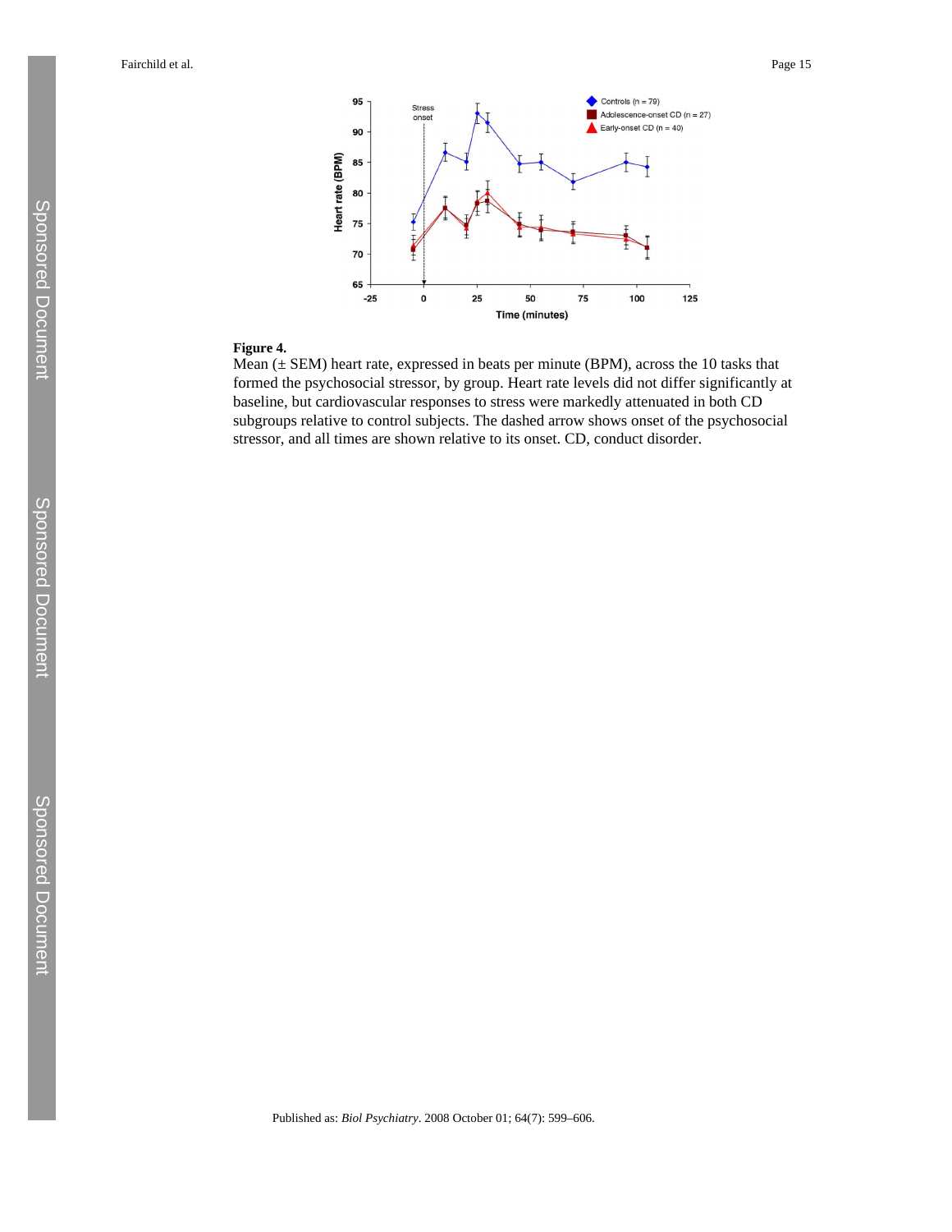**Figure 4.**

Mean (± SEM) heart rate, expressed in beats per minute (BPM), across the 10 tasks that formed the psychosocial stressor, by group. Heart rate levels did not differ significantly at baseline, but cardiovascular responses to stress were markedly attenuated in both CD subgroups relative to control subjects. The dashed arrow shows onset of the psychosocial stressor, and all times are shown relative to its onset. CD, conduct disorder.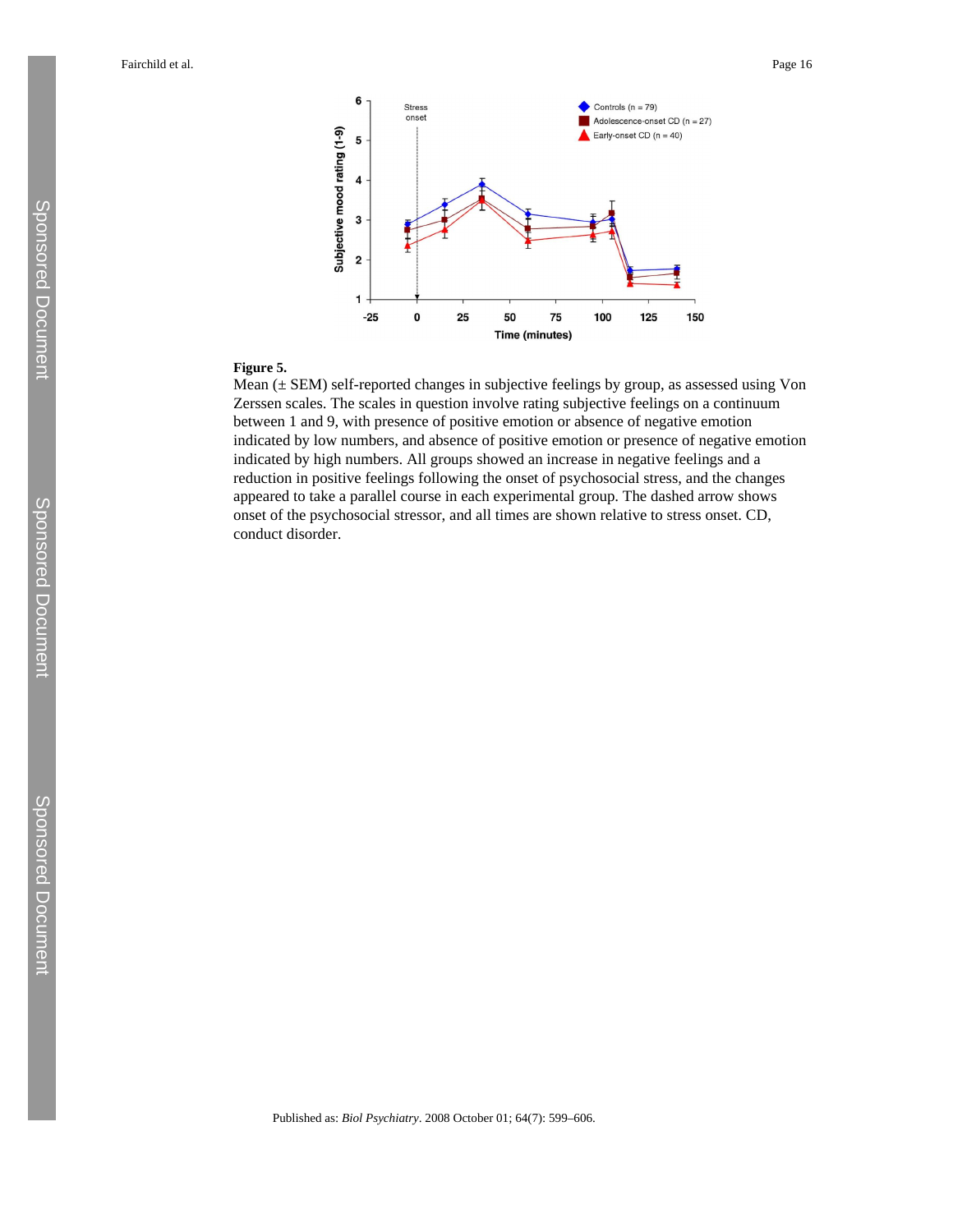**Figure 5.**

Mean (± SEM) self-reported changes in subjective feelings by group, as assessed using Von Zerssen scales. The scales in question involve rating subjective feelings on a continuum between 1 and 9, with presence of positive emotion or absence of negative emotion indicated by low numbers, and absence of positive emotion or presence of negative emotion indicated by high numbers. All groups showed an increase in negative feelings and a reduction in positive feelings following the onset of psychosocial stress, and the changes appeared to take a parallel course in each experimental group. The dashed arrow shows onset of the psychosocial stressor, and all times are shown relative to stress onset. CD, conduct disorder.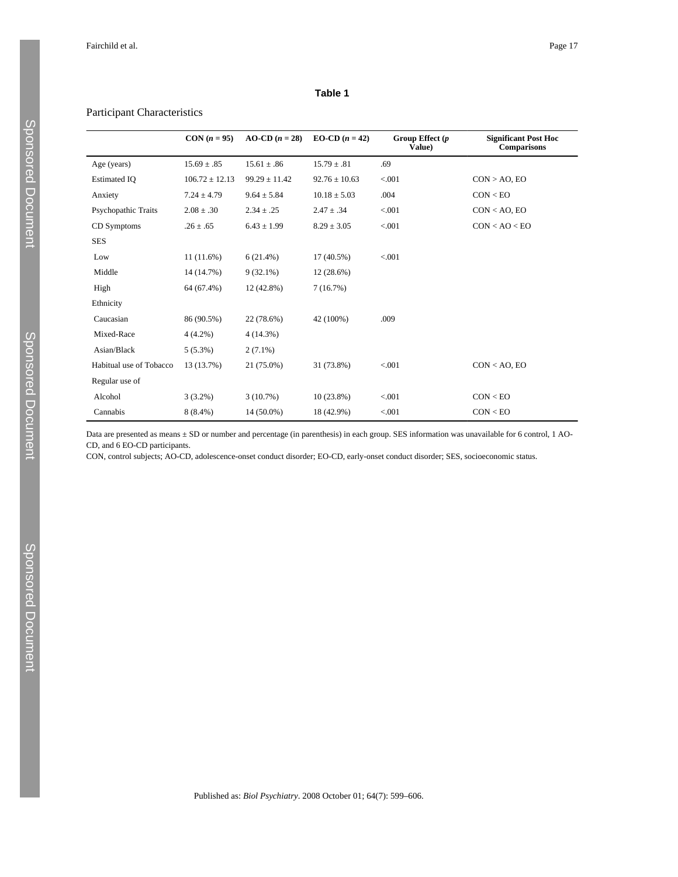## Table 1

Participant Characteristics

| | CON (*n* = 95) | AO-CD (*n* = 28) | EO-CD (*n* = 42) | Group Effect (*p* Value) | Significant Post Hoc Comparisons |
|---|---|---|---|---|---|
| Age (years) | 15.69 ± .85 | 15.61 ± .86 | 15.79 ± .81 | .69 | |
| Estimated IQ | 106.72 ± 12.13 | 99.29 ± 11.42 | 92.76 ± 10.63 | <.001 | CON > AO, EO |
| Anxiety | 7.24 ± 4.79 | 9.64 ± 5.84 | 10.18 ± 5.03 | .004 | CON < EO |
| Psychopathic Traits | 2.08 ± .30 | 2.34 ± .25 | 2.47 ± .34 | <.001 | CON < AO, EO |
| CD Symptoms | .26 ± .65 | 6.43 ± 1.99 | 8.29 ± 3.05 | <.001 | CON < AO < EO |
| SES | | | | | |
| Low | 11 (11.6%) | 6 (21.4%) | 17 (40.5%) | <.001 | |
| Middle | 14 (14.7%) | 9 (32.1%) | 12 (28.6%) | | |
| High | 64 (67.4%) | 12 (42.8%) | 7 (16.7%) | | |
| Ethnicity | | | | | |
| Caucasian | 86 (90.5%) | 22 (78.6%) | 42 (100%) | .009 | |
| Mixed-Race | 4 (4.2%) | 4 (14.3%) | | | |
| Asian/Black | 5 (5.3%) | 2 (7.1%) | | | |
| Habitual use of Tobacco | 13 (13.7%) | 21 (75.0%) | 31 (73.8%) | <.001 | CON < AO, EO |
| Regular use of | | | | | |
| Alcohol | 3 (3.2%) | 3 (10.7%) | 10 (23.8%) | <.001 | CON < EO |
| Cannabis | 8 (8.4%) | 14 (50.0%) | 18 (42.9%) | <.001 | CON < EO |

Data are presented as means ± SD or number and percentage (in parenthesis) in each group. SES information was unavailable for 6 control, 1 AO-CD, and 6 EO-CD participants.

CON, control subjects; AO-CD, adolescence-onset conduct disorder; EO-CD, early-onset conduct disorder; SES, socioeconomic status.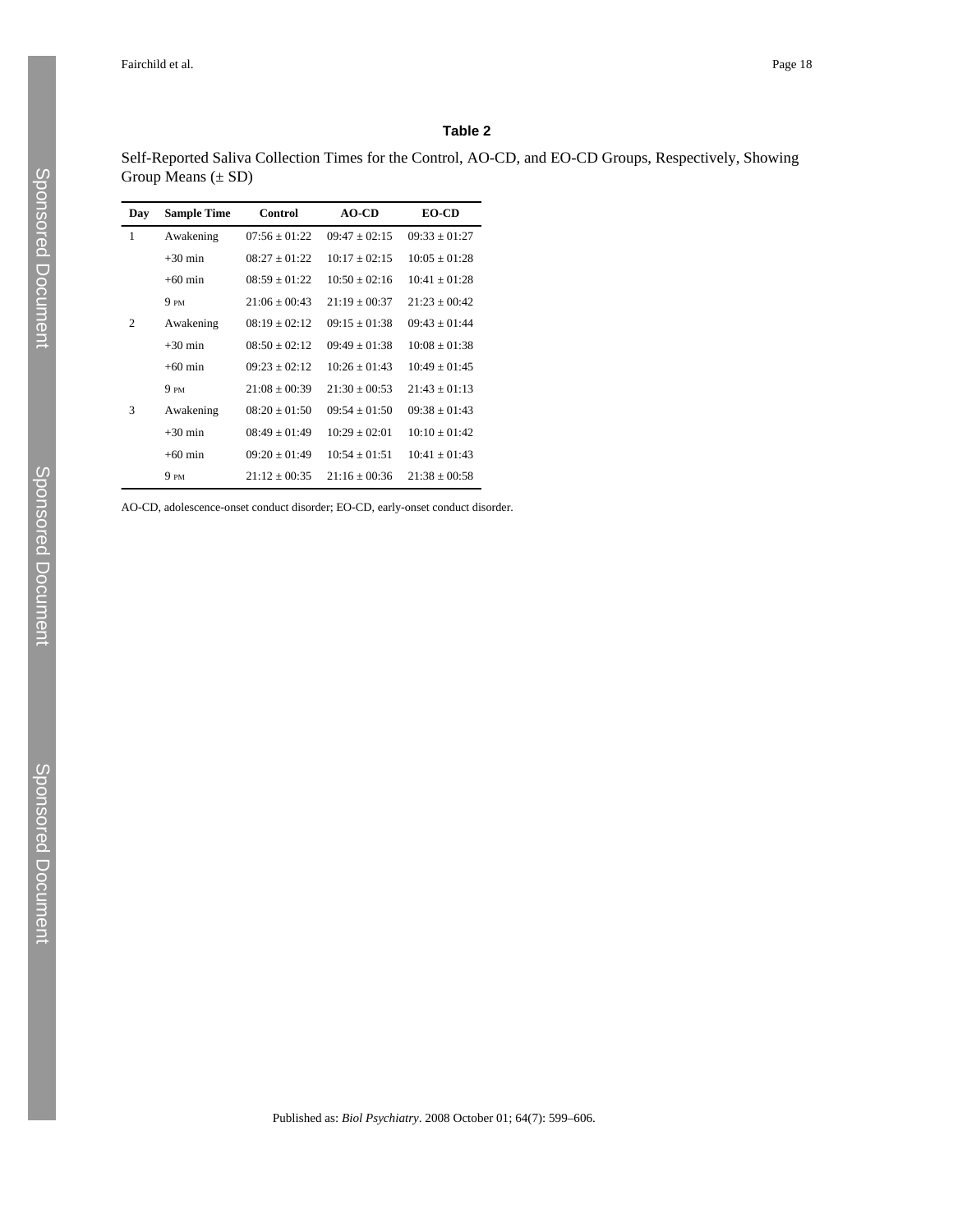**Table 2**

Self-Reported Saliva Collection Times for the Control, AO-CD, and EO-CD Groups, Respectively, Showing Group Means (± SD)

| Day | Sample Time | Control | AO-CD | EO-CD |
|---|---|---|---|---|
| 1 | Awakening | 07:56 ± 01:22 | 09:47 ± 02:15 | 09:33 ± 01:27 |
| | +30 min | 08:27 ± 01:22 | 10:17 ± 02:15 | 10:05 ± 01:28 |
| | +60 min | 08:59 ± 01:22 | 10:50 ± 02:16 | 10:41 ± 01:28 |
| | 9 PM | 21:06 ± 00:43 | 21:19 ± 00:37 | 21:23 ± 00:42 |
| 2 | Awakening | 08:19 ± 02:12 | 09:15 ± 01:38 | 09:43 ± 01:44 |
| | +30 min | 08:50 ± 02:12 | 09:49 ± 01:38 | 10:08 ± 01:38 |
| | +60 min | 09:23 ± 02:12 | 10:26 ± 01:43 | 10:49 ± 01:45 |
| | 9 PM | 21:08 ± 00:39 | 21:30 ± 00:53 | 21:43 ± 01:13 |
| 3 | Awakening | 08:20 ± 01:50 | 09:54 ± 01:50 | 09:38 ± 01:43 |
| | +30 min | 08:49 ± 01:49 | 10:29 ± 02:01 | 10:10 ± 01:42 |
| | +60 min | 09:20 ± 01:49 | 10:54 ± 01:51 | 10:41 ± 01:43 |
| | 9 PM | 21:12 ± 00:35 | 21:16 ± 00:36 | 21:38 ± 00:58 |

AO-CD, adolescence-onset conduct disorder; EO-CD, early-onset conduct disorder.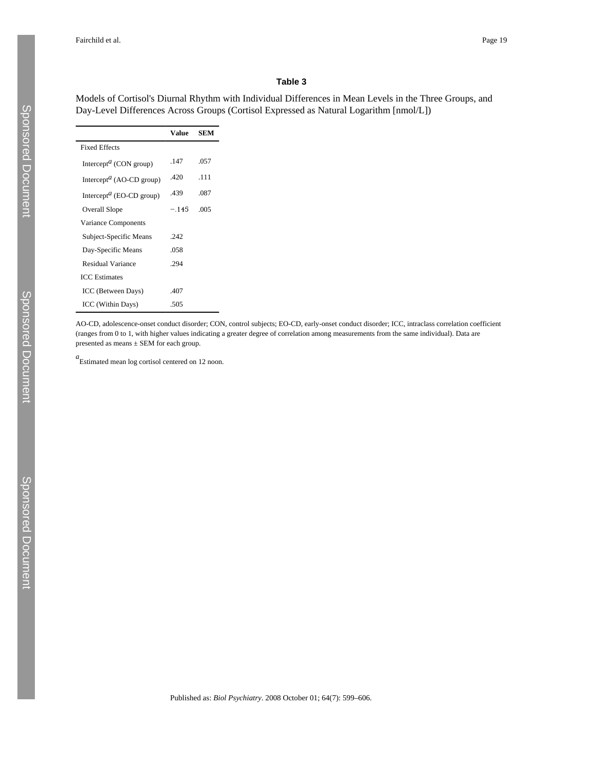### Table 3

Models of Cortisol's Diurnal Rhythm with Individual Differences in Mean Levels in the Three Groups, and Day-Level Differences Across Groups (Cortisol Expressed as Natural Logarithm [nmol/L])

| | **Value** | **SEM** |
|---|---|---|
| Fixed Effects | | |
| Intercept[a] (CON group) | .147 | .057 |
| Intercept[a] (AO-CD group) | .420 | .111 |
| Intercept[a] (EO-CD group) | .439 | .087 |
| Overall Slope | −.145 | .005 |
| Variance Components | | |
| Subject-Specific Means | .242 | |
| Day-Specific Means | .058 | |
| Residual Variance | .294 | |
| ICC Estimates | | |
| ICC (Between Days) | .407 | |
| ICC (Within Days) | .505 | |

AO-CD, adolescence-onset conduct disorder; CON, control subjects; EO-CD, early-onset conduct disorder; ICC, intraclass correlation coefficient (ranges from 0 to 1, with higher values indicating a greater degree of correlation among measurements from the same individual). Data are presented as means ± SEM for each group.

[a] Estimated mean log cortisol centered on 12 noon.